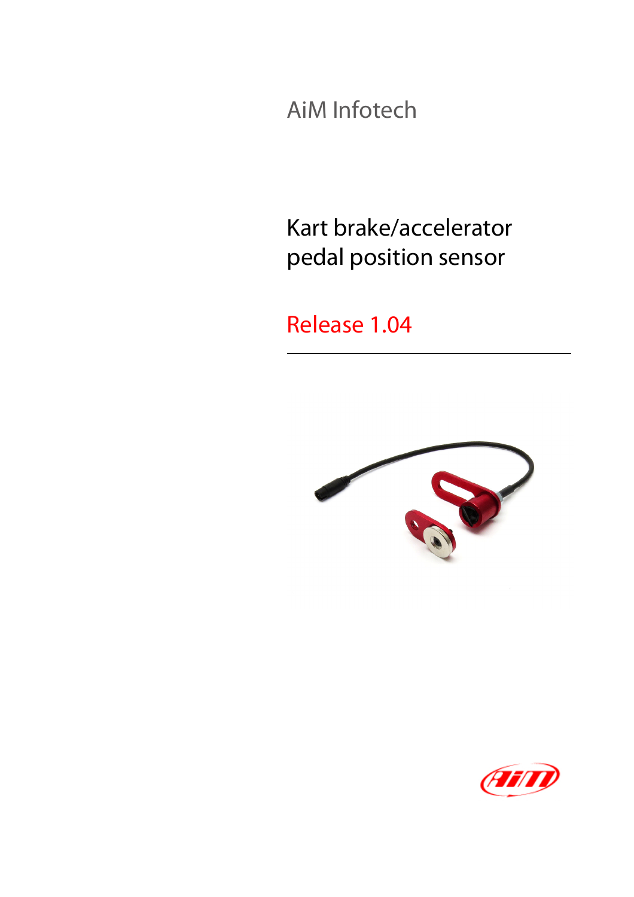AiM Infotech

# Kart brake/accelerator pedal position sensor

Release 1.04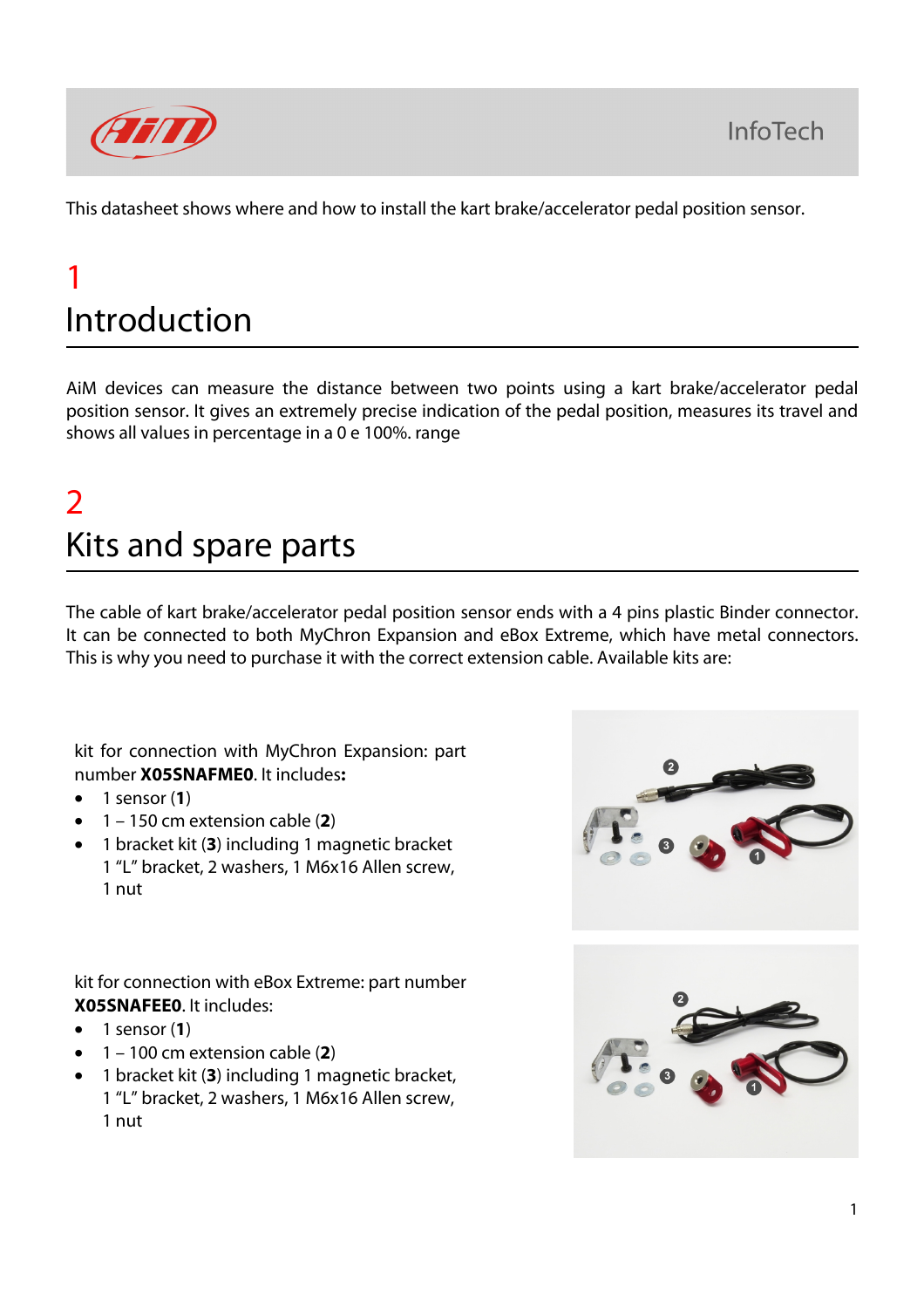This datasheet shows where and how to install the kart brake/accelerator pedal position sensor.

# 1 Introduction

AiM devices can measure the distance between two points using a kart brake/accelerator pedal position sensor. It gives an extremely precise indication of the pedal position, measures its travel and shows all values in percentage in a 0 e 100%. range

# 2 Kits and spare parts

The cable of kart brake/accelerator pedal position sensor ends with a 4 pins plastic Binder connector. It can be connected to both MyChron Expansion and eBox Extreme, which have metal connectors. This is why you need to purchase it with the correct extension cable. Available kits are:

kit for connection with MyChron Expansion: part number **X05SNAFME0**. It includes**:**

- 1 sensor (**1**)
- 1 – 150 cm extension cable (**2**)
- 1 bracket kit (**3**) including 1 magnetic bracket 1 "L" bracket, 2 washers, 1 M6x16 Allen screw, 1 nut

kit for connection with eBox Extreme: part number **X05SNAFEE0**. It includes:

- 1 sensor (**1**)
- 1 – 100 cm extension cable (**2**)
- 1 bracket kit (**3**) including 1 magnetic bracket, 1 "L" bracket, 2 washers, 1 M6x16 Allen screw, 1 nut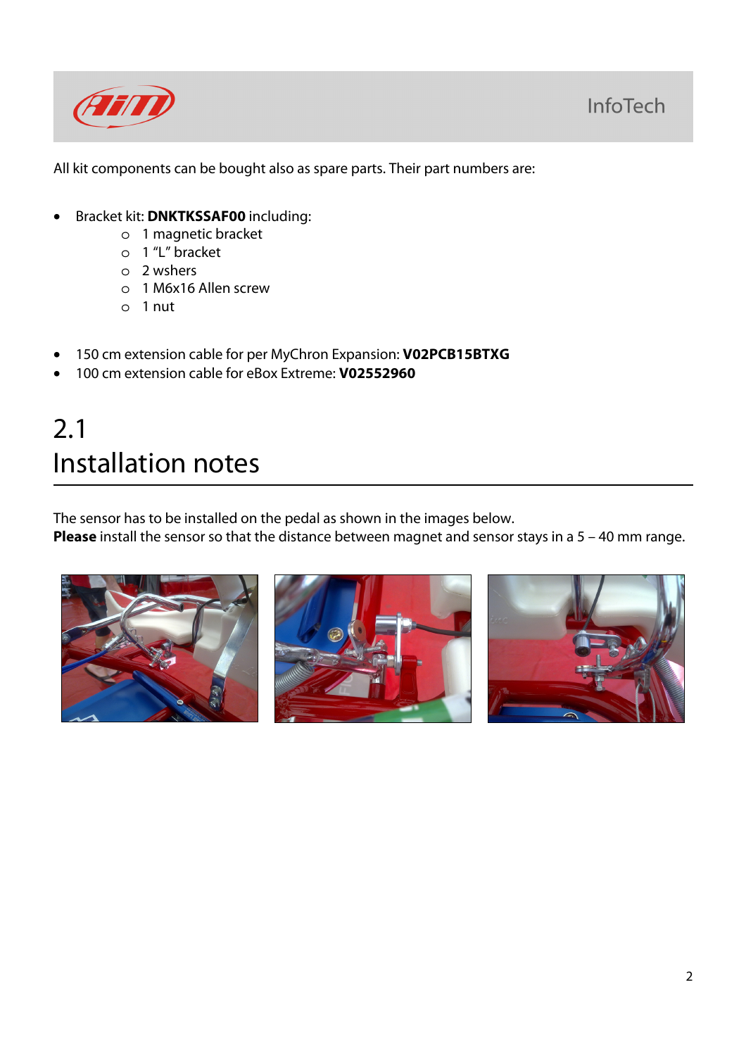All kit components can be bought also as spare parts. Their part numbers are:

- Bracket kit: **DNKTKSSAF00** including:
  - 1 magnetic bracket
  - 1 "L" bracket
  - 2 wshers
  - 1 M6x16 Allen screw
  - 1 nut

- 150 cm extension cable for per MyChron Expansion: **V02PCB15BTXG**
- 100 cm extension cable for eBox Extreme: **V02552960**

## 2.1 Installation notes

The sensor has to be installed on the pedal as shown in the images below.
**Please** install the sensor so that the distance between magnet and sensor stays in a 5 – 40 mm range.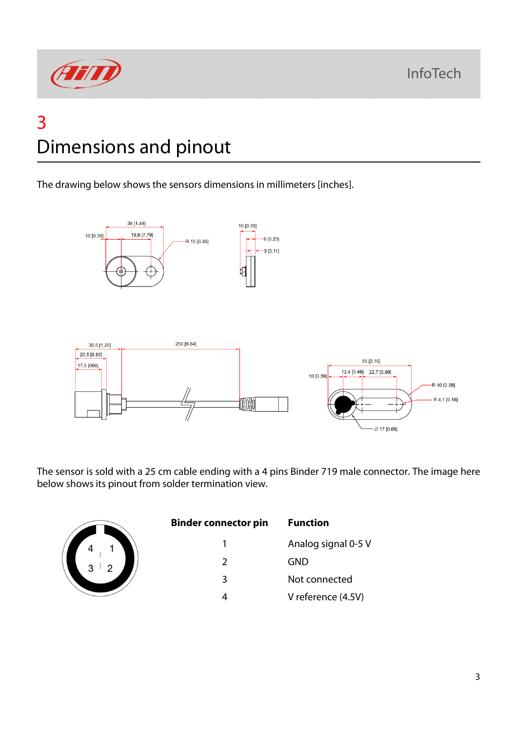# 3

# Dimensions and pinout

The drawing below shows the sensors dimensions in millimeters [inches].

38 [1,49]
10 [0.39]
19,8 [7,79]
R 10 [0.39]
10 [0.39]
6 [0.23]
3 [0.11]

30,5 [1.20]
20.5 [0.80]
17,5 [068]
250 [9.84]

55 [2,16]
10 [0.39]
12,4 [0.48]
22,7 [0.89]
R 10 [0.39]
R 4,1 [0.16]
∅ 17 [0.66]

The sensor is sold with a 25 cm cable ending with a 4 pins Binder 719 male connector. The image here below shows its pinout from solder termination view.

4 1
3 2

| Binder connector pin | Function |
|---|---|
| 1 | Analog signal 0-5 V |
| 2 | GND |
| 3 | Not connected |
| 4 | V reference (4.5V) |